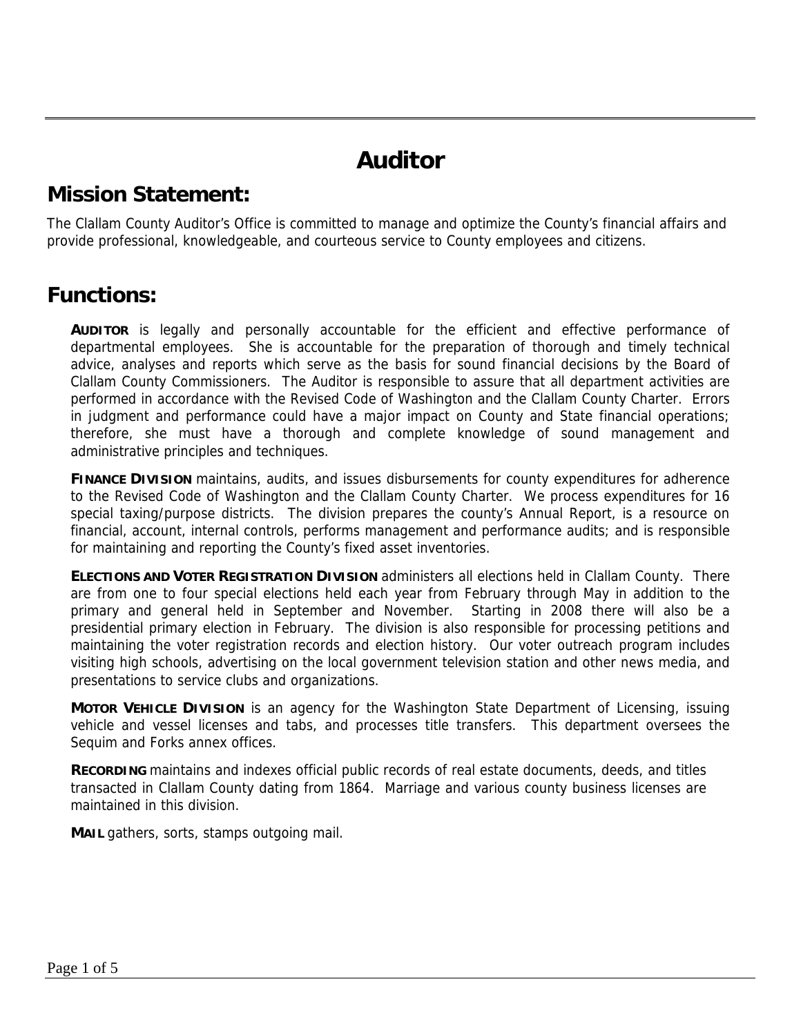# Auditor

## Mission Statement:

The Clallam County Auditor's Office is committed to manage and optimize the County's financial affairs and provide professional, knowledgeable, and courteous service to County employees and citizens.

## Functions:

**AUDITOR** is legally and personally accountable for the efficient and effective performance of departmental employees. She is accountable for the preparation of thorough and timely technical advice, analyses and reports which serve as the basis for sound financial decisions by the Board of Clallam County Commissioners. The Auditor is responsible to assure that all department activities are performed in accordance with the Revised Code of Washington and the Clallam County Charter. Errors in judgment and performance could have a major impact on County and State financial operations; therefore, she must have a thorough and complete knowledge of sound management and administrative principles and techniques.

**FINANCE DIVISION** maintains, audits, and issues disbursements for county expenditures for adherence to the Revised Code of Washington and the Clallam County Charter. We process expenditures for 16 special taxing/purpose districts. The division prepares the county's Annual Report, is a resource on financial, account, internal controls, performs management and performance audits; and is responsible for maintaining and reporting the County's fixed asset inventories.

**ELECTIONS AND VOTER REGISTRATION DIVISION** administers all elections held in Clallam County. There are from one to four special elections held each year from February through May in addition to the primary and general held in September and November. Starting in 2008 there will also be a presidential primary election in February. The division is also responsible for processing petitions and maintaining the voter registration records and election history. Our voter outreach program includes visiting high schools, advertising on the local government television station and other news media, and presentations to service clubs and organizations.

**MOTOR VEHICLE DIVISION** is an agency for the Washington State Department of Licensing, issuing vehicle and vessel licenses and tabs, and processes title transfers. This department oversees the Sequim and Forks annex offices.

**RECORDING** maintains and indexes official public records of real estate documents, deeds, and titles transacted in Clallam County dating from 1864. Marriage and various county business licenses are maintained in this division.

**MAIL** gathers, sorts, stamps outgoing mail.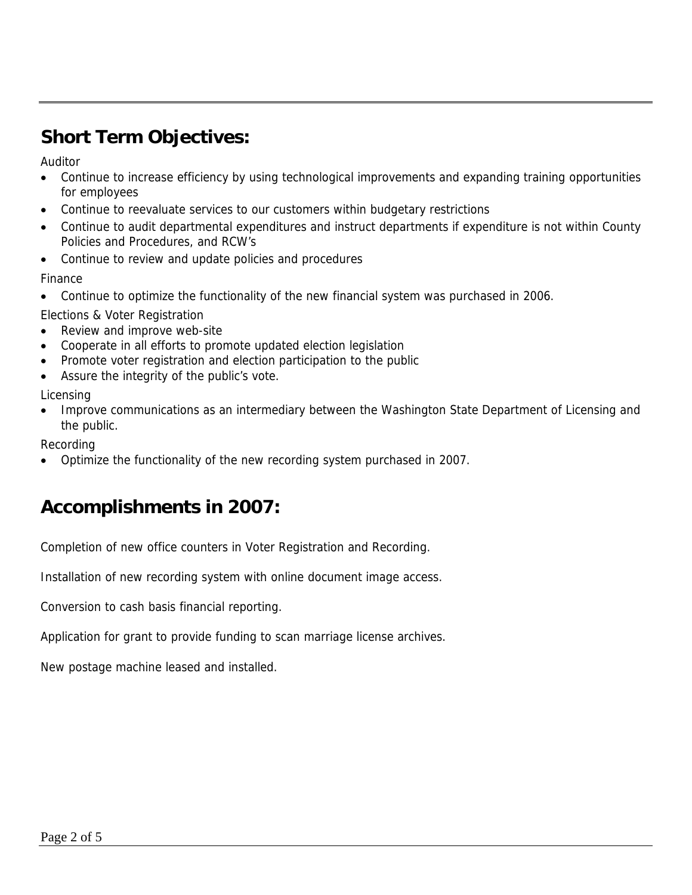## Short Term Objectives:

Auditor

- Continue to increase efficiency by using technological improvements and expanding training opportunities for employees
- Continue to reevaluate services to our customers within budgetary restrictions
- Continue to audit departmental expenditures and instruct departments if expenditure is not within County Policies and Procedures, and RCW's
- Continue to review and update policies and procedures

Finance

- Continue to optimize the functionality of the new financial system was purchased in 2006.

Elections & Voter Registration

- Review and improve web-site
- Cooperate in all efforts to promote updated election legislation
- Promote voter registration and election participation to the public
- Assure the integrity of the public's vote.

Licensing

- Improve communications as an intermediary between the Washington State Department of Licensing and the public.

Recording

- Optimize the functionality of the new recording system purchased in 2007.

## Accomplishments in 2007:

Completion of new office counters in Voter Registration and Recording.

Installation of new recording system with online document image access.

Conversion to cash basis financial reporting.

Application for grant to provide funding to scan marriage license archives.

New postage machine leased and installed.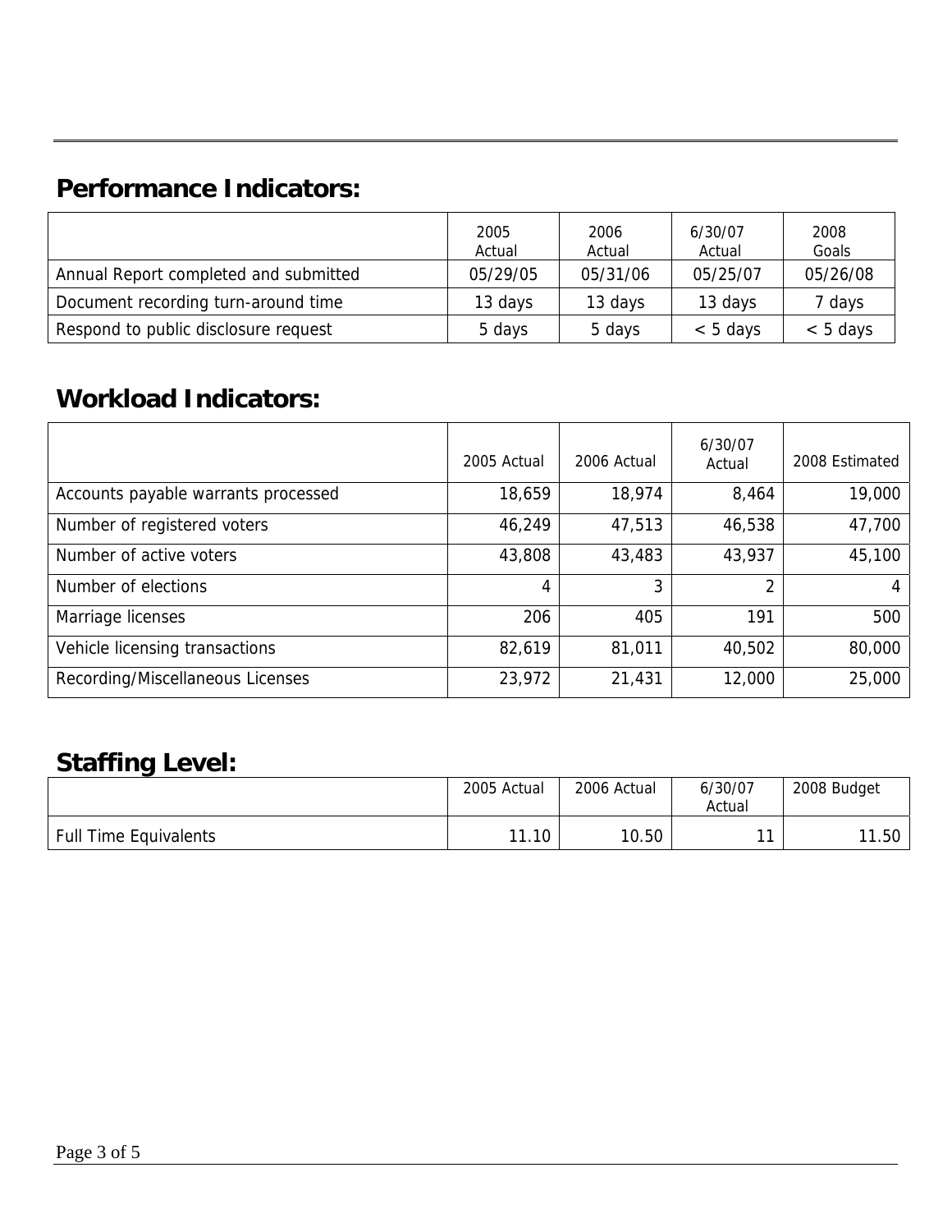## Performance Indicators:

| | 2005 Actual | 2006 Actual | 6/30/07 Actual | 2008 Goals |
|---|---|---|---|---|
| Annual Report completed and submitted | 05/29/05 | 05/31/06 | 05/25/07 | 05/26/08 |
| Document recording turn-around time | 13 days | 13 days | 13 days | 7 days |
| Respond to public disclosure request | 5 days | 5 days | < 5 days | < 5 days |

## Workload Indicators:

| | 2005 Actual | 2006 Actual | 6/30/07 Actual | 2008 Estimated |
|---|---|---|---|---|
| Accounts payable warrants processed | 18,659 | 18,974 | 8,464 | 19,000 |
| Number of registered voters | 46,249 | 47,513 | 46,538 | 47,700 |
| Number of active voters | 43,808 | 43,483 | 43,937 | 45,100 |
| Number of elections | 4 | 3 | 2 | 4 |
| Marriage licenses | 206 | 405 | 191 | 500 |
| Vehicle licensing transactions | 82,619 | 81,011 | 40,502 | 80,000 |
| Recording/Miscellaneous Licenses | 23,972 | 21,431 | 12,000 | 25,000 |

## Staffing Level:

| | 2005 Actual | 2006 Actual | 6/30/07 Actual | 2008 Budget |
|---|---|---|---|---|
| Full Time Equivalents | 11.10 | 10.50 | 11 | 11.50 |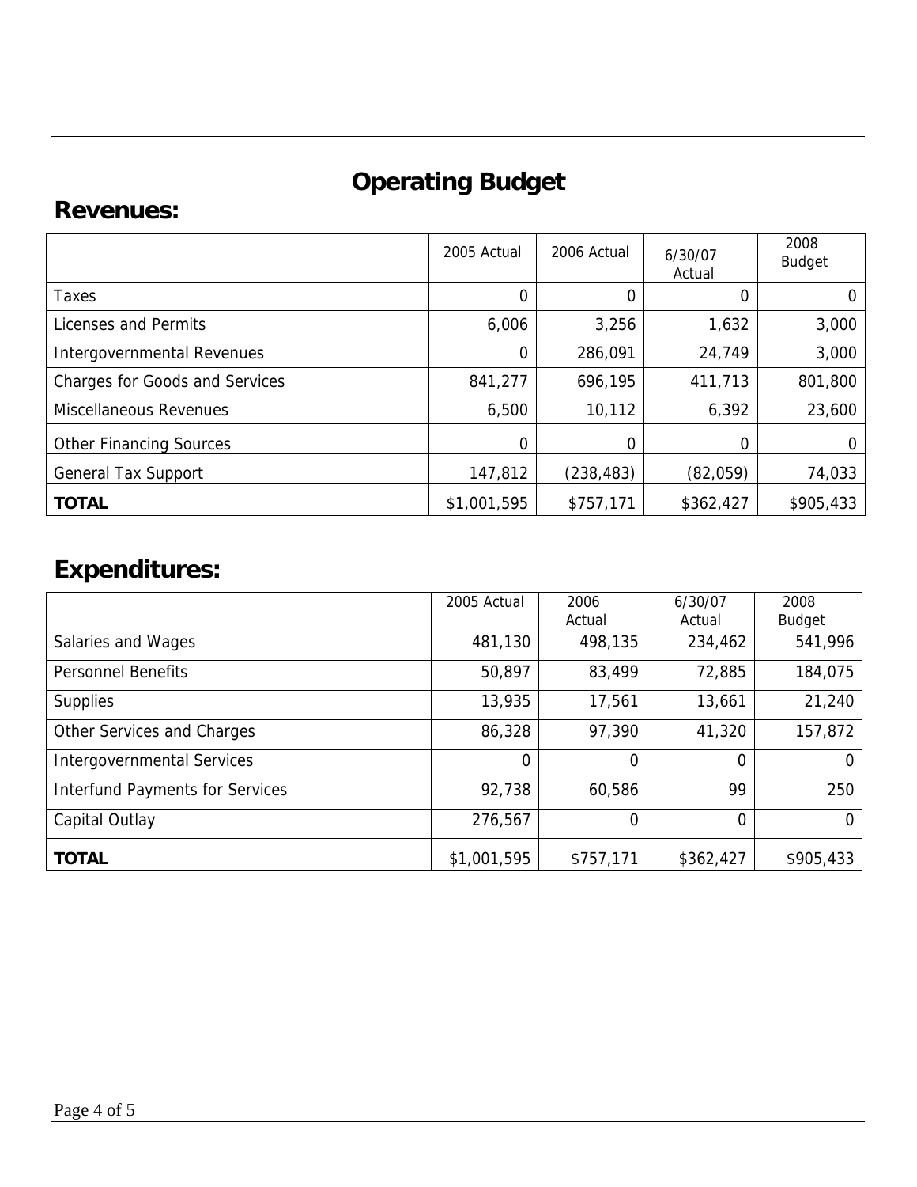# Operating Budget

## Revenues:

| | 2005 Actual | 2006 Actual | 6/30/07 Actual | 2008 Budget |
|---|---|---|---|---|
| Taxes | 0 | 0 | 0 | 0 |
| Licenses and Permits | 6,006 | 3,256 | 1,632 | 3,000 |
| Intergovernmental Revenues | 0 | 286,091 | 24,749 | 3,000 |
| Charges for Goods and Services | 841,277 | 696,195 | 411,713 | 801,800 |
| Miscellaneous Revenues | 6,500 | 10,112 | 6,392 | 23,600 |
| Other Financing Sources | 0 | 0 | 0 | 0 |
| General Tax Support | 147,812 | (238,483) | (82,059) | 74,033 |
| **TOTAL** | $1,001,595 | $757,171 | $362,427 | $905,433 |

## Expenditures:

| | 2005 Actual | 2006 Actual | 6/30/07 Actual | 2008 Budget |
|---|---|---|---|---|
| Salaries and Wages | 481,130 | 498,135 | 234,462 | 541,996 |
| Personnel Benefits | 50,897 | 83,499 | 72,885 | 184,075 |
| Supplies | 13,935 | 17,561 | 13,661 | 21,240 |
| Other Services and Charges | 86,328 | 97,390 | 41,320 | 157,872 |
| Intergovernmental Services | 0 | 0 | 0 | 0 |
| Interfund Payments for Services | 92,738 | 60,586 | 99 | 250 |
| Capital Outlay | 276,567 | 0 | 0 | 0 |
| **TOTAL** | $1,001,595 | $757,171 | $362,427 | $905,433 |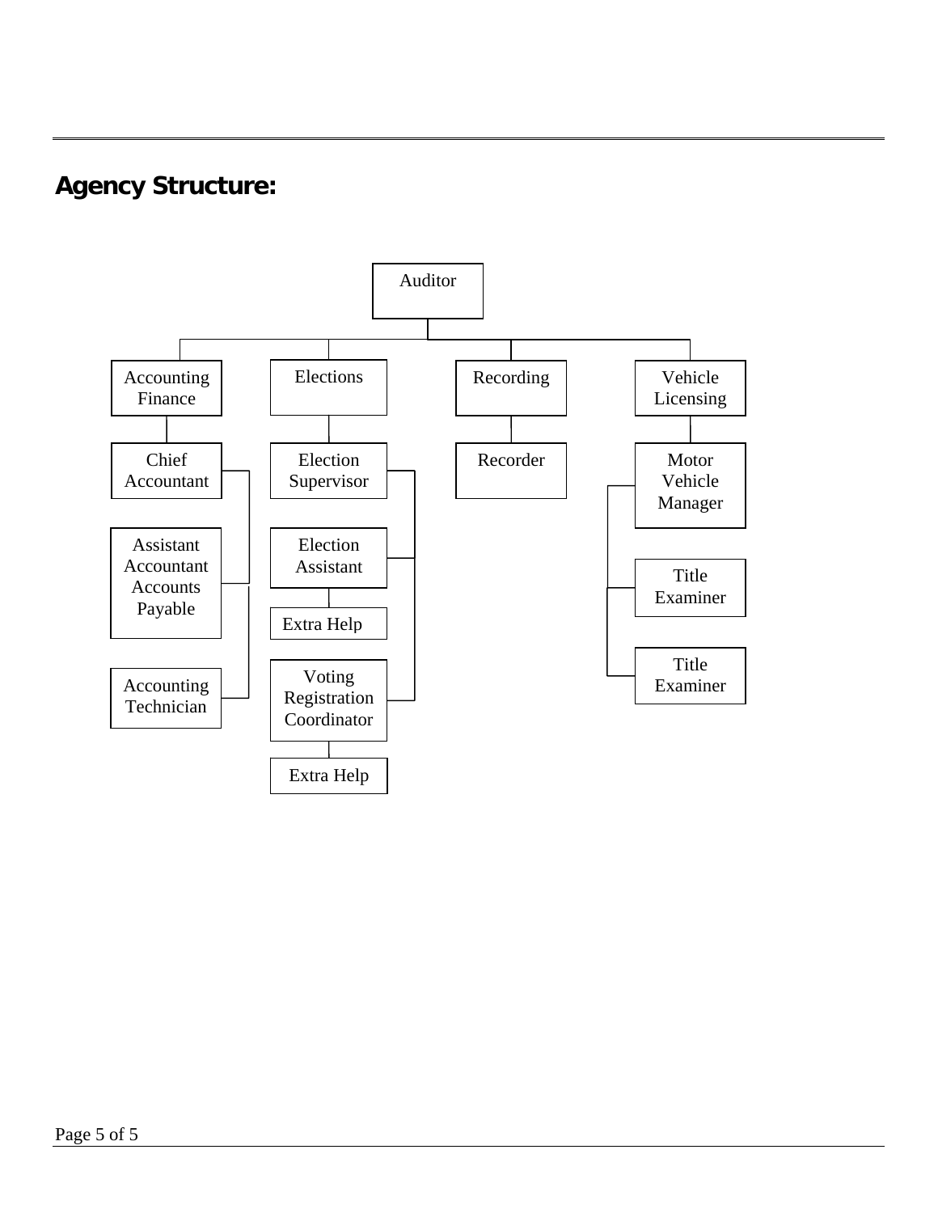## Agency Structure:

Auditor

Accounting Finance

Chief Accountant

Assistant Accountant Accounts Payable

Accounting Technician

Elections

Election Supervisor

Election Assistant

Extra Help

Voting Registration Coordinator

Extra Help

Recording

Recorder

Vehicle Licensing

Motor Vehicle Manager

Title Examiner

Title Examiner